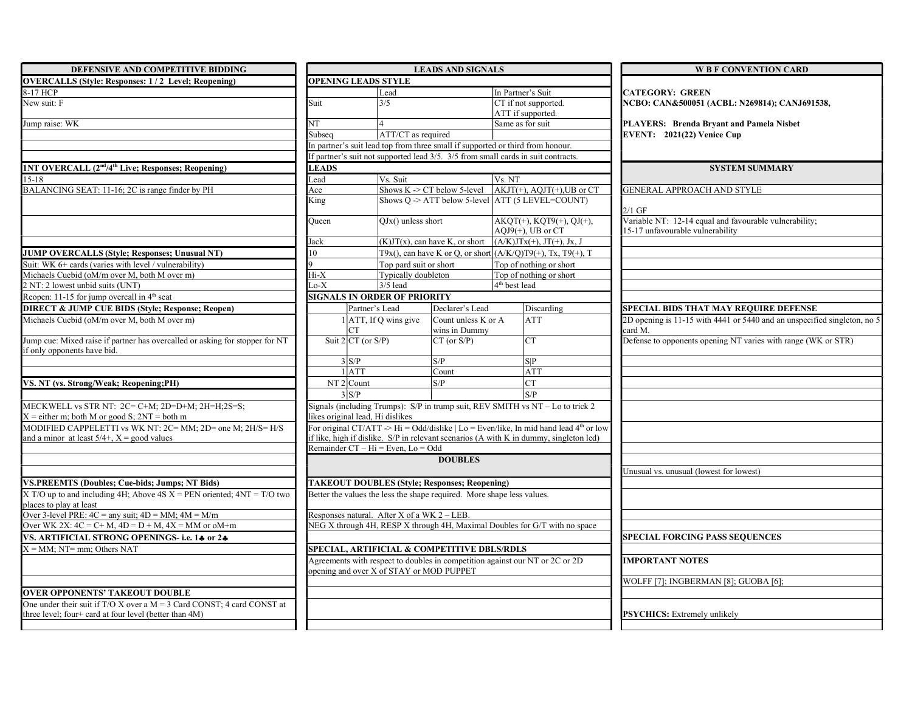## DEFENSIVE AND COMPETITIVE BIDDING

**OVERCALLS (Style: Responses: 1 / 2 Level; Reopening)**

8-17 HCP
New suit: F
Jump raise: WK

**1NT OVERCALL (2nd/4th Live; Responses; Reopening)**

15-18
BALANCING SEAT: 11-16; 2C is range finder by PH

**JUMP OVERCALLS (Style; Responses; Unusual NT)**

Suit: WK 6+ cards (varies with level / vulnerability)
Michaels Cuebid (oM/m over M, both M over m)
2 NT: 2 lowest unbid suits (UNT)
Reopen: 11-15 for jump overcall in 4th seat

**DIRECT & JUMP CUE BIDS (Style; Response; Reopen)**

Michaels Cuebid (oM/m over M, both M over m)

Jump cue: Mixed raise if partner has overcalled or asking for stopper for NT if only opponents have bid.

**VS. NT (vs. Strong/Weak; Reopening;PH)**

MECKWELL vs STR NT: 2C= C+M; 2D=D+M; 2H=H;2S=S; X = either m; both M or good S; 2NT = both m

MODIFIED CAPPELETTI vs WK NT: 2C= MM; 2D= one M; 2H/S= H/S and a minor at least 5/4+, X = good values

**VS.PREEMTS (Doubles; Cue-bids; Jumps; NT Bids)**

X T/O up to and including 4H; Above 4S X = PEN oriented; 4NT = T/O two places to play at least
Over 3-level PRE: 4C = any suit; 4D = MM; 4M = M/m
Over WK 2X: 4C = C+ M, 4D = D + M, 4X = MM or oM+m

**VS. ARTIFICIAL STRONG OPENINGS- i.e. 1♣ or 2♣**

X = MM; NT= mm; Others NAT

**OVER OPPONENTS' TAKEOUT DOUBLE**

One under their suit if T/O X over a M = 3 Card CONST; 4 card CONST at three level; four+ card at four level (better than 4M)

## LEADS AND SIGNALS

**OPENING LEADS STYLE**

| | Lead | In Partner's Suit |
|---|---|---|
| Suit | 3/5 | CT if not supported. ATT if supported. |
| NT | 4 | Same as for suit |
| Subseq | ATT/CT as required | |

In partner's suit lead top from three small if supported or third from honour.
If partner's suit not supported lead 3/5. 3/5 from small cards in suit contracts.

**LEADS**

| Lead | Vs. Suit | Vs. NT |
|---|---|---|
| Ace | Shows K -> CT below 5-level | AKJT(+), AQJT(+),UB or CT |
| King | Shows Q -> ATT below 5-level | ATT (5 LEVEL=COUNT) |
| Queen | QJx() unless short | AKQT(+), KQT9(+), QJ(+), AQJ9(+), UB or CT |
| Jack | (K)JT(x), can have K, or short | (A/K)JTx(+), JT(+), Jx, J |
| 10 | T9x(), can have K or Q, or short | (A/K/Q)T9(+), Tx, T9(+), T |
| 9 | Top pard suit or short | Top of nothing or short |
| Hi-X | Typically doubleton | Top of nothing or short |
| Lo-X | 3/5 lead | 4th best lead |

**SIGNALS IN ORDER OF PRIORITY**

| | | Partner's Lead | Declarer's Lead | Discarding |
|---|---|---|---|---|
| Suit | 1 | ATT, If Q wins give CT | Count unless K or A wins in Dummy | ATT |
| | 2 | CT (or S/P) | CT (or S/P) | CT |
| | 3 | S/P | S/P | S/P |
| NT | 1 | ATT | Count | ATT |
| | 2 | Count | S/P | CT |
| | 3 | S/P | | S/P |

Signals (including Trumps): S/P in trump suit, REV SMITH vs NT – Lo to trick 2 likes original lead, Hi dislikes

For original CT/ATT -> Hi = Odd/dislike | Lo = Even/like, In mid hand lead 4th or low if like, high if dislike. S/P in relevant scenarios (A with K in dummy, singleton led)

Remainder CT – Hi = Even, Lo = Odd

## DOUBLES

**TAKEOUT DOUBLES (Style; Responses; Reopening)**

Better the values the less the shape required. More shape less values.

Responses natural. After X of a WK 2 – LEB.
NEG X through 4H, RESP X through 4H, Maximal Doubles for G/T with no space

**SPECIAL, ARTIFICIAL & COMPETITIVE DBLS/RDLS**

Agreements with respect to doubles in competition against our NT or 2C or 2D opening and over X of STAY or MOD PUPPET

## W B F CONVENTION CARD

**CATEGORY: GREEN**
**NCBO: CAN&500051 (ACBL: N269814); CANJ691538,**

**PLAYERS: Brenda Bryant and Pamela Nisbet**
**EVENT: 2021(22) Venice Cup**

## SYSTEM SUMMARY

GENERAL APPROACH AND STYLE

2/1 GF
Variable NT: 12-14 equal and favourable vulnerability; 15-17 unfavourable vulnerability

**SPECIAL BIDS THAT MAY REQUIRE DEFENSE**

2D opening is 11-15 with 4441 or 5440 and an unspecified singleton, no 5 card M.
Defense to opponents opening NT varies with range (WK or STR)

Unusual vs. unusual (lowest for lowest)

**SPECIAL FORCING PASS SEQUENCES**

**IMPORTANT NOTES**

WOLFF [7]; INGBERMAN [8]; GUOBA [6];

**PSYCHICS:** Extremely unlikely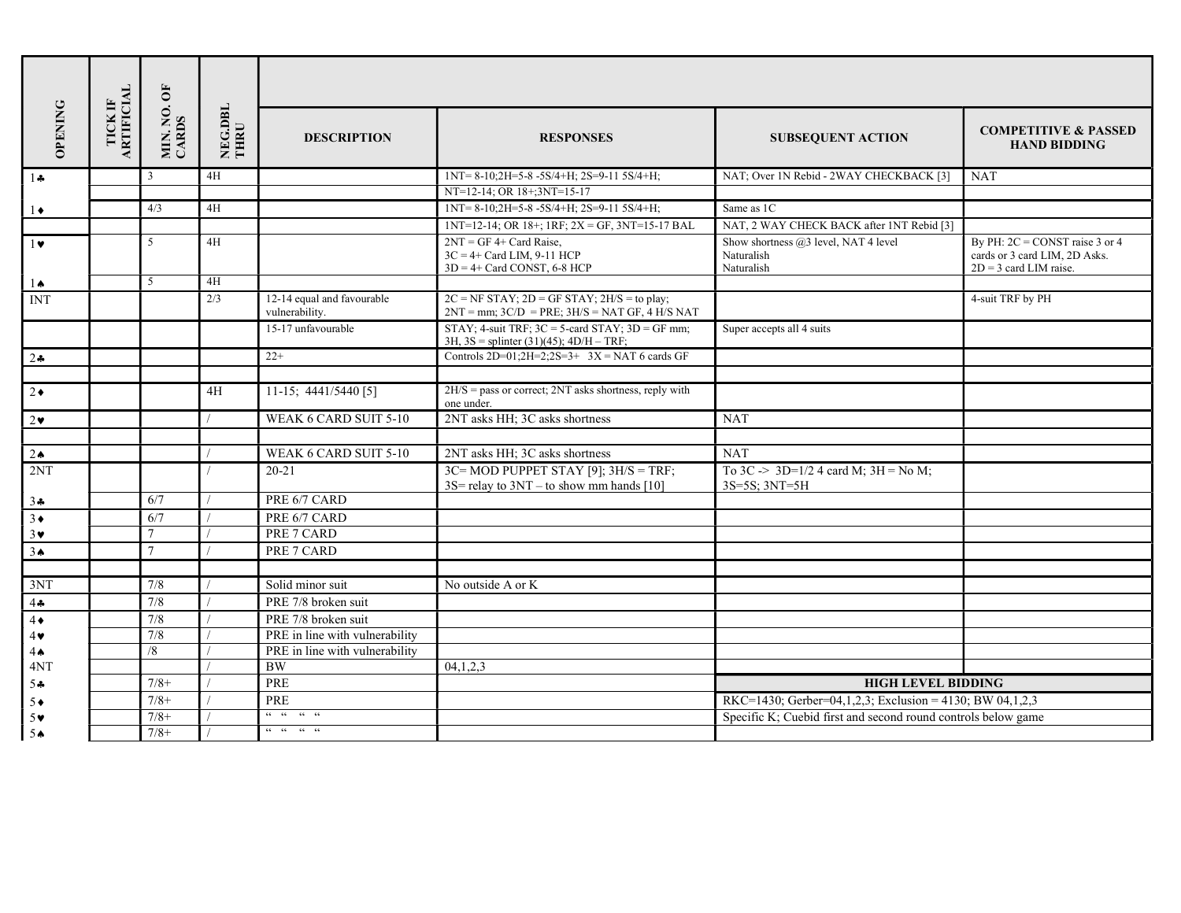| OPENING | TICK IF ARTIFICIAL | MIN. NO. OF CARDS | NEG.DBL THRU | DESCRIPTION | RESPONSES | SUBSEQUENT ACTION | COMPETITIVE & PASSED HAND BIDDING |
|---|---|---|---|---|---|---|---|
| 1♣ | | 3 | 4H | | 1NT= 8-10;2H=5-8 -5S/4+H; 2S=9-11 5S/4+H; | NAT; Over 1N Rebid - 2WAY CHECKBACK [3] | NAT |
| | | | | | NT=12-14; OR 18+;3NT=15-17 | | |
| 1♦ | | 4/3 | 4H | | 1NT= 8-10;2H=5-8 -5S/4+H; 2S=9-11 5S/4+H; | Same as 1C | |
| | | | | | 1NT=12-14; OR 18+; 1RF; 2X = GF, 3NT=15-17 BAL | NAT, 2 WAY CHECK BACK after 1NT Rebid [3] | |
| 1♥ | | 5 | 4H | | 2NT = GF 4+ Card Raise,<br>3C = 4+ Card LIM, 9-11 HCP<br>3D = 4+ Card CONST, 6-8 HCP | Show shortness @3 level, NAT 4 level<br>Naturalish<br>Naturalish | By PH: 2C = CONST raise 3 or 4 cards or 3 card LIM, 2D Asks.<br>2D = 3 card LIM raise. |
| 1♠ | | 5 | 4H | | | | |
| INT | | | 2/3 | 12-14 equal and favourable vulnerability. | 2C = NF STAY; 2D = GF STAY; 2H/S = to play;<br>2NT = mm; 3C/D = PRE; 3H/S = NAT GF, 4 H/S NAT | | 4-suit TRF by PH |
| | | | | 15-17 unfavourable | STAY; 4-suit TRF; 3C = 5-card STAY; 3D = GF mm;<br>3H, 3S = splinter (31)(45); 4D/H – TRF; | Super accepts all 4 suits | |
| 2♣ | | | | 22+ | Controls 2D=01;2H=2;2S=3+ 3X = NAT 6 cards GF | | |
| | | | | | | | |
| 2♦ | | | 4H | 11-15; 4441/5440 [5] | 2H/S = pass or correct; 2NT asks shortness, reply with one under. | | |
| 2♥ | | | / | WEAK 6 CARD SUIT 5-10 | 2NT asks HH; 3C asks shortness | NAT | |
| | | | | | | | |
| 2♠ | | | / | WEAK 6 CARD SUIT 5-10 | 2NT asks HH; 3C asks shortness | NAT | |
| 2NT | | | / | 20-21 | 3C= MOD PUPPET STAY [9]; 3H/S = TRF;<br>3S= relay to 3NT – to show mm hands [10] | To 3C -> 3D=1/2 4 card M; 3H = No M;<br>3S=5S; 3NT=5H | |
| 3♣ | | 6/7 | / | PRE 6/7 CARD | | | |
| 3♦ | | 6/7 | / | PRE 6/7 CARD | | | |
| 3♥ | | 7 | / | PRE 7 CARD | | | |
| 3♠ | | 7 | / | PRE 7 CARD | | | |
| | | | | | | | |
| 3NT | | 7/8 | / | Solid minor suit | No outside A or K | | |
| 4♣ | | 7/8 | / | PRE 7/8 broken suit | | | |
| 4♦ | | 7/8 | / | PRE 7/8 broken suit | | | |
| 4♥ | | 7/8 | / | PRE in line with vulnerability | | | |
| 4♠ | | /8 | / | PRE in line with vulnerability | | | |
| 4NT | | | / | BW | 04,1,2,3 | | |
| 5♣ | | 7/8+ | / | PRE | | **HIGH LEVEL BIDDING** | |
| 5♦ | | 7/8+ | / | PRE | | RKC=1430; Gerber=04,1,2,3; Exclusion = 4130; BW 04,1,2,3 | |
| 5♥ | | 7/8+ | / | " " " " | | Specific K; Cuebid first and second round controls below game | |
| 5♠ | | 7/8+ | / | " " " " | | | |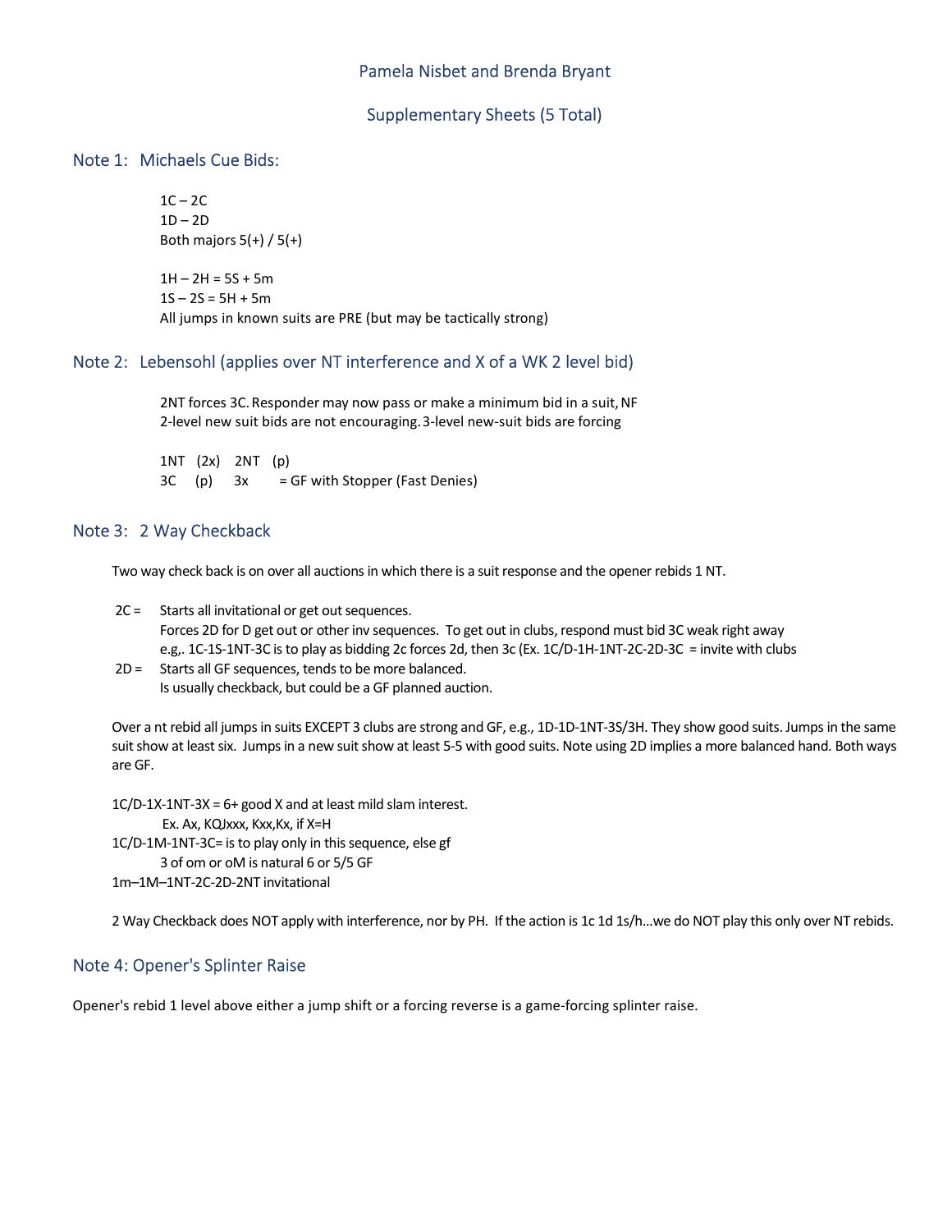Pamela Nisbet and Brenda Bryant

Supplementary Sheets (5 Total)

## Note 1: Michaels Cue Bids:

1C – 2C
1D – 2D
Both majors 5(+) / 5(+)

1H – 2H = 5S + 5m
1S – 2S = 5H + 5m
All jumps in known suits are PRE (but may be tactically strong)

## Note 2: Lebensohl (applies over NT interference and X of a WK 2 level bid)

2NT forces 3C. Responder may now pass or make a minimum bid in a suit, NF
2-level new suit bids are not encouraging. 3-level new-suit bids are forcing

1NT (2x) 2NT (p)
3C (p) 3x = GF with Stopper (Fast Denies)

## Note 3: 2 Way Checkback

Two way check back is on over all auctions in which there is a suit response and the opener rebids 1 NT.

2C = Starts all invitational or get out sequences.
Forces 2D for D get out or other inv sequences. To get out in clubs, respond must bid 3C weak right away
e.g,. 1C-1S-1NT-3C is to play as bidding 2c forces 2d, then 3c (Ex. 1C/D-1H-1NT-2C-2D-3C = invite with clubs

2D = Starts all GF sequences, tends to be more balanced.
Is usually checkback, but could be a GF planned auction.

Over a nt rebid all jumps in suits EXCEPT 3 clubs are strong and GF, e.g., 1D-1D-1NT-3S/3H. They show good suits. Jumps in the same suit show at least six. Jumps in a new suit show at least 5-5 with good suits. Note using 2D implies a more balanced hand. Both ways are GF.

1C/D-1X-1NT-3X = 6+ good X and at least mild slam interest.
Ex. Ax, KQJxxx, Kxx,Kx, if X=H
1C/D-1M-1NT-3C= is to play only in this sequence, else gf
3 of om or oM is natural 6 or 5/5 GF
1m–1M–1NT-2C-2D-2NT invitational

2 Way Checkback does NOT apply with interference, nor by PH. If the action is 1c 1d 1s/h...we do NOT play this only over NT rebids.

## Note 4: Opener's Splinter Raise

Opener's rebid 1 level above either a jump shift or a forcing reverse is a game-forcing splinter raise.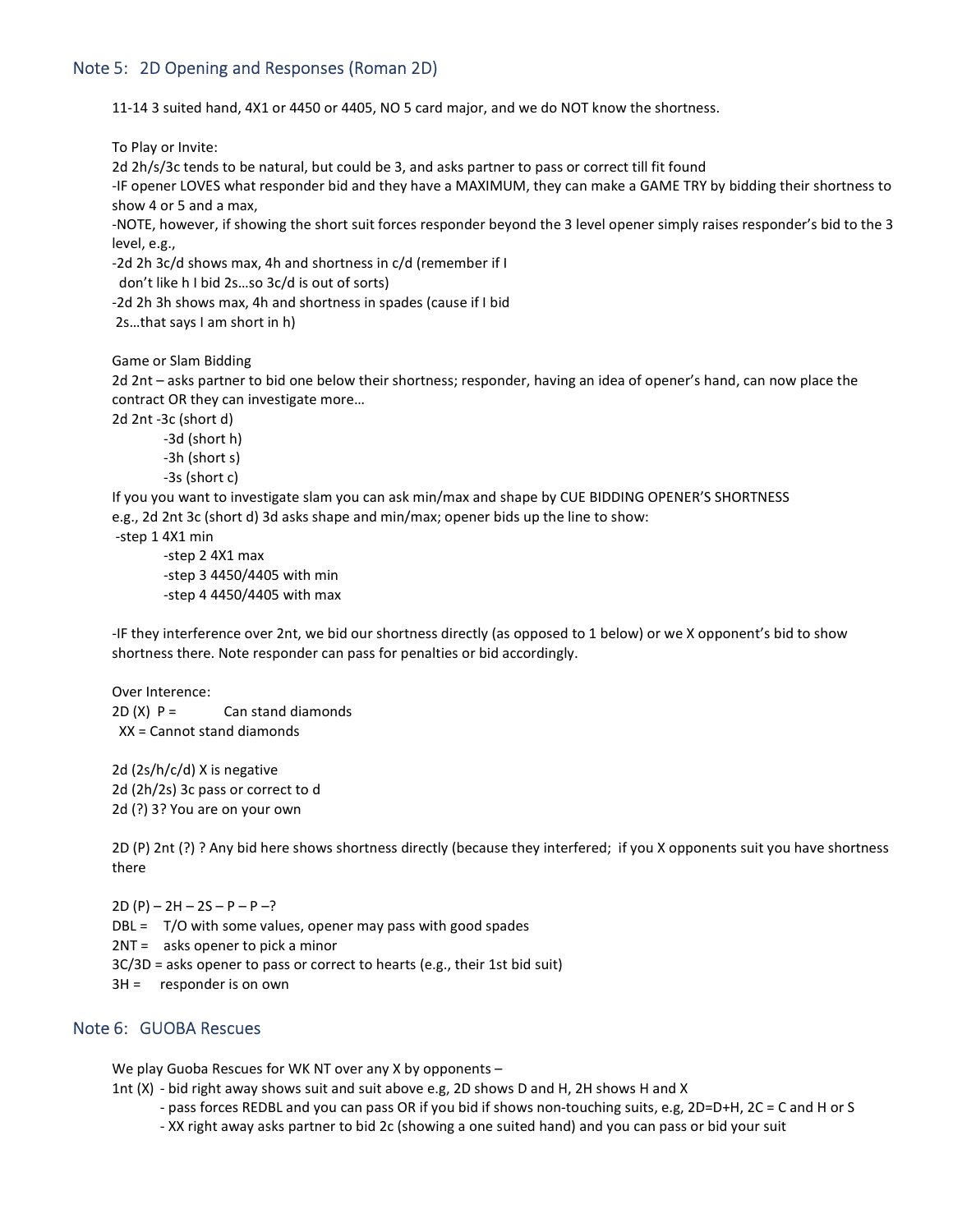## Note 5: 2D Opening and Responses (Roman 2D)

11-14 3 suited hand, 4X1 or 4450 or 4405, NO 5 card major, and we do NOT know the shortness.

To Play or Invite:
2d 2h/s/3c tends to be natural, but could be 3, and asks partner to pass or correct till fit found
-IF opener LOVES what responder bid and they have a MAXIMUM, they can make a GAME TRY by bidding their shortness to show 4 or 5 and a max,
-NOTE, however, if showing the short suit forces responder beyond the 3 level opener simply raises responder's bid to the 3 level, e.g.,
-2d 2h 3c/d shows max, 4h and shortness in c/d (remember if I don't like h I bid 2s…so 3c/d is out of sorts)
-2d 2h 3h shows max, 4h and shortness in spades (cause if I bid 2s…that says I am short in h)

Game or Slam Bidding
2d 2nt – asks partner to bid one below their shortness; responder, having an idea of opener's hand, can now place the contract OR they can investigate more…
2d 2nt -3c (short d)
  -3d (short h)
  -3h (short s)
  -3s (short c)
If you you want to investigate slam you can ask min/max and shape by CUE BIDDING OPENER'S SHORTNESS
e.g., 2d 2nt 3c (short d) 3d asks shape and min/max; opener bids up the line to show:
-step 1 4X1 min
  -step 2 4X1 max
  -step 3 4450/4405 with min
  -step 4 4450/4405 with max

-IF they interference over 2nt, we bid our shortness directly (as opposed to 1 below) or we X opponent's bid to show shortness there. Note responder can pass for penalties or bid accordingly.

Over Interence:
2D (X) P = Can stand diamonds
XX = Cannot stand diamonds

2d (2s/h/c/d) X is negative
2d (2h/2s) 3c pass or correct to d
2d (?) 3? You are on your own

2D (P) 2nt (?) ? Any bid here shows shortness directly (because they interfered; if you X opponents suit you have shortness there

2D (P) – 2H – 2S – P – P –?
DBL = T/O with some values, opener may pass with good spades
2NT = asks opener to pick a minor
3C/3D = asks opener to pass or correct to hearts (e.g., their 1st bid suit)
3H = responder is on own

## Note 6: GUOBA Rescues

We play Guoba Rescues for WK NT over any X by opponents –
1nt (X) - bid right away shows suit and suit above e.g, 2D shows D and H, 2H shows H and X
  - pass forces REDBL and you can pass OR if you bid if shows non-touching suits, e.g, 2D=D+H, 2C = C and H or S
  - XX right away asks partner to bid 2c (showing a one suited hand) and you can pass or bid your suit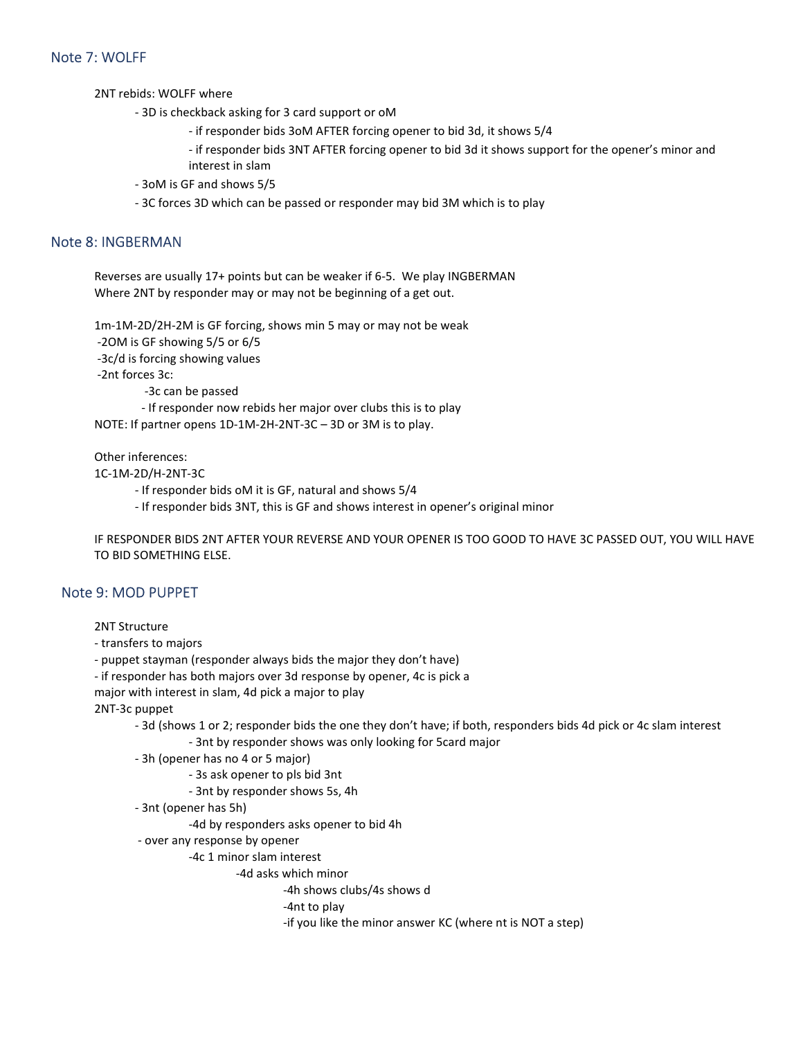## Note 7: WOLFF

2NT rebids: WOLFF where

- 3D is checkback asking for 3 card support or oM
    - if responder bids 3oM AFTER forcing opener to bid 3d, it shows 5/4
    - if responder bids 3NT AFTER forcing opener to bid 3d it shows support for the opener's minor and interest in slam
- 3oM is GF and shows 5/5
- 3C forces 3D which can be passed or responder may bid 3M which is to play

## Note 8: INGBERMAN

Reverses are usually 17+ points but can be weaker if 6-5. We play INGBERMAN
Where 2NT by responder may or may not be beginning of a get out.

1m-1M-2D/2H-2M is GF forcing, shows min 5 may or may not be weak

- 2OM is GF showing 5/5 or 6/5
- 3c/d is forcing showing values
- 2nt forces 3c:
    - 3c can be passed
    - If responder now rebids her major over clubs this is to play

NOTE: If partner opens 1D-1M-2H-2NT-3C – 3D or 3M is to play.

Other inferences:
1C-1M-2D/H-2NT-3C

- If responder bids oM it is GF, natural and shows 5/4
- If responder bids 3NT, this is GF and shows interest in opener's original minor

IF RESPONDER BIDS 2NT AFTER YOUR REVERSE AND YOUR OPENER IS TOO GOOD TO HAVE 3C PASSED OUT, YOU WILL HAVE TO BID SOMETHING ELSE.

## Note 9: MOD PUPPET

2NT Structure

- transfers to majors
- puppet stayman (responder always bids the major they don't have)
- if responder has both majors over 3d response by opener, 4c is pick a major with interest in slam, 4d pick a major to play

2NT-3c puppet

- 3d (shows 1 or 2; responder bids the one they don't have; if both, responders bids 4d pick or 4c slam interest
    - 3nt by responder shows was only looking for 5card major
- 3h (opener has no 4 or 5 major)
    - 3s ask opener to pls bid 3nt
    - 3nt by responder shows 5s, 4h
- 3nt (opener has 5h)
    - 4d by responders asks opener to bid 4h
- over any response by opener
    - 4c 1 minor slam interest
        - 4d asks which minor
            - 4h shows clubs/4s shows d
            - 4nt to play
            - if you like the minor answer KC (where nt is NOT a step)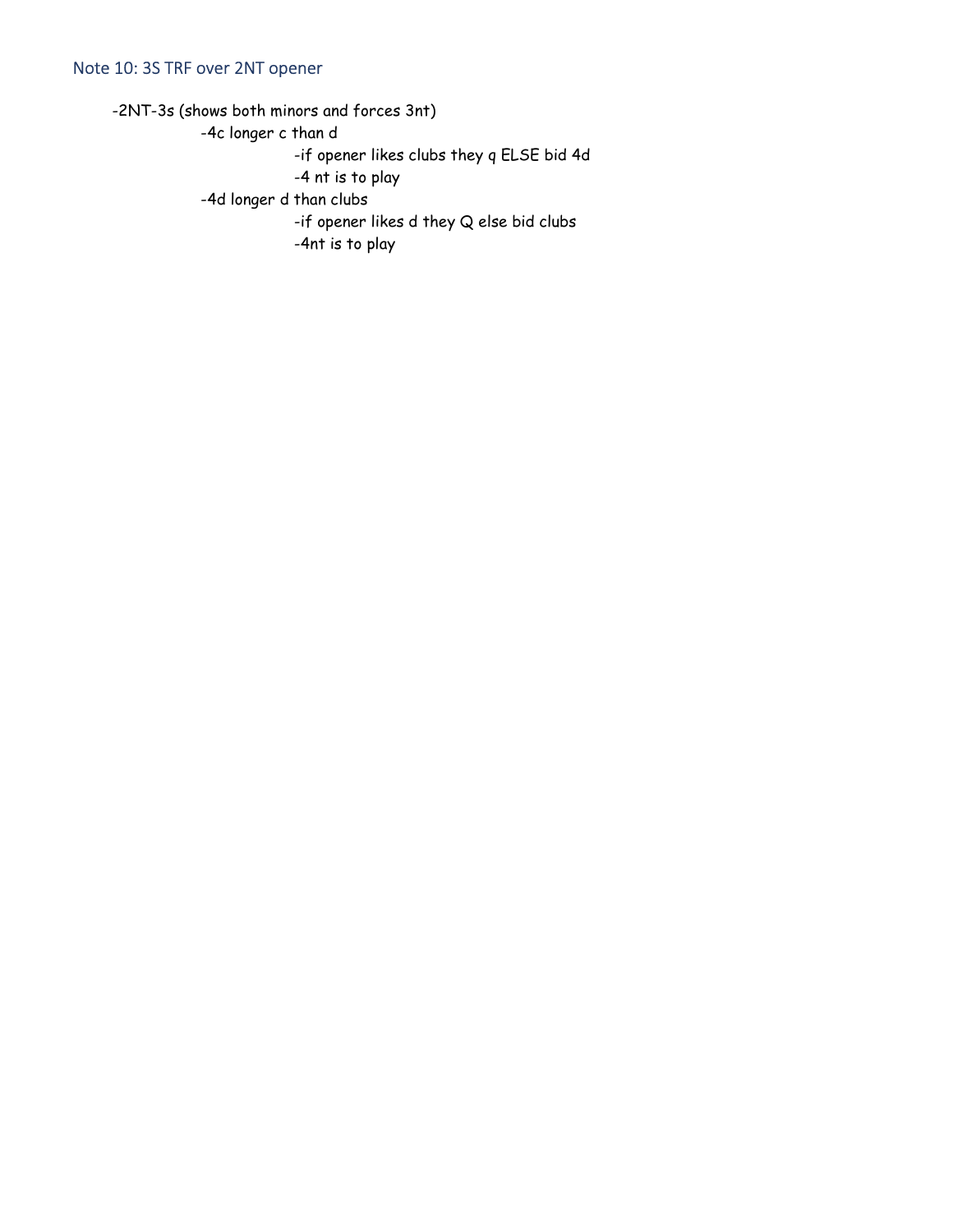## Note 10: 3S TRF over 2NT opener

- -2NT-3s (shows both minors and forces 3nt)
  - -4c longer c than d
    - -if opener likes clubs they q ELSE bid 4d
    - -4 nt is to play
  - -4d longer d than clubs
    - -if opener likes d they Q else bid clubs
    - -4nt is to play